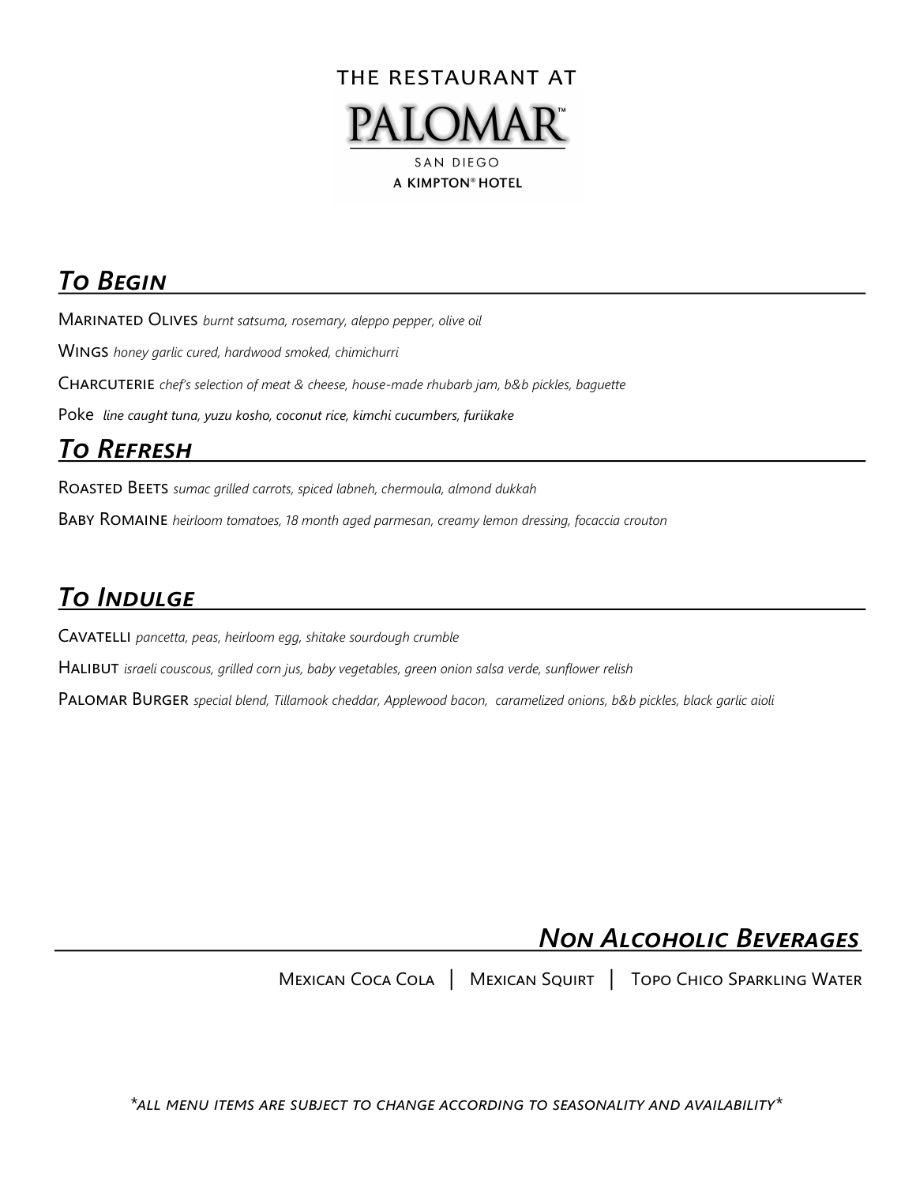THE RESTAURANT AT

# PALOMAR™

SAN DIEGO

A KIMPTON® HOTEL

## *To Begin*

Marinated Olives *burnt satsuma, rosemary, aleppo pepper, olive oil*

Wings *honey garlic cured, hardwood smoked, chimichurri*

Charcuterie *chef's selection of meat & cheese, house-made rhubarb jam, b&b pickles, baguette*

Poke *line caught tuna, yuzu kosho, coconut rice, kimchi cucumbers, furiikake*

## *To Refresh*

Roasted Beets *sumac grilled carrots, spiced labneh, chermoula, almond dukkah*

Baby Romaine *heirloom tomatoes, 18 month aged parmesan, creamy lemon dressing, focaccia crouton*

## *To Indulge*

Cavatelli *pancetta, peas, heirloom egg, shitake sourdough crumble*

Halibut *israeli couscous, grilled corn jus, baby vegetables, green onion salsa verde, sunflower relish*

Palomar Burger *special blend, Tillamook cheddar, Applewood bacon, caramelized onions, b&b pickles, black garlic aioli*

## *Non Alcoholic Beverages*

Mexican Coca Cola | Mexican Squirt | Topo Chico Sparkling Water

*\*all menu items are subject to change according to seasonality and availability\**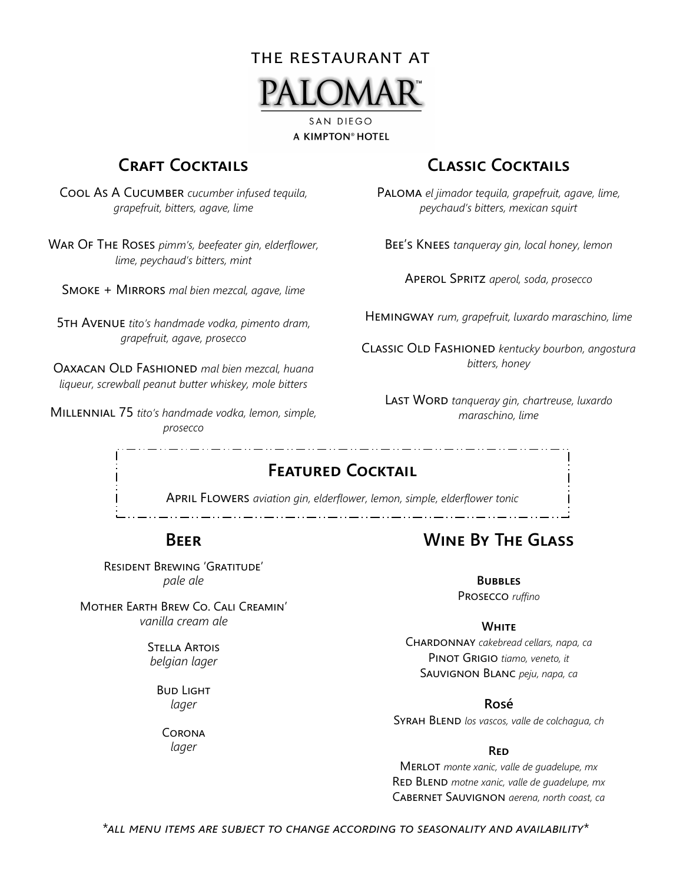THE RESTAURANT AT

# PALOMAR™

SAN DIEGO

A KIMPTON® HOTEL

## Craft Cocktails

Cool As A Cucumber *cucumber infused tequila, grapefruit, bitters, agave, lime*

War Of The Roses *pimm's, beefeater gin, elderflower, lime, peychaud's bitters, mint*

Smoke + Mirrors *mal bien mezcal, agave, lime*

5th Avenue *tito's handmade vodka, pimento dram, grapefruit, agave, prosecco*

Oaxacan Old Fashioned *mal bien mezcal, huana liqueur, screwball peanut butter whiskey, mole bitters*

Millennial 75 *tito's handmade vodka, lemon, simple, prosecco*

## Classic Cocktails

Paloma *el jimador tequila, grapefruit, agave, lime, peychaud's bitters, mexican squirt*

Bee's Knees *tanqueray gin, local honey, lemon*

Aperol Spritz *aperol, soda, prosecco*

Hemingway *rum, grapefruit, luxardo maraschino, lime*

Classic Old Fashioned *kentucky bourbon, angostura bitters, honey*

Last Word *tanqueray gin, chartreuse, luxardo maraschino, lime*

## Featured Cocktail

April Flowers *aviation gin, elderflower, lemon, simple, elderflower tonic*

## Beer

Resident Brewing 'Gratitude'
*pale ale*

Mother Earth Brew Co. Cali Creamin'
*vanilla cream ale*

Stella Artois
*belgian lager*

Bud Light
*lager*

Corona
*lager*

## Wine By The Glass

**Bubbles**

Prosecco *ruffino*

**White**

Chardonnay *cakebread cellars, napa, ca*
Pinot Grigio *tiamo, veneto, it*
Sauvignon Blanc *peju, napa, ca*

**Rosé**

Syrah Blend *los vascos, valle de colchagua, ch*

**Red**

Merlot *monte xanic, valle de guadelupe, mx*
Red Blend *motne xanic, valle de guadelupe, mx*
Cabernet Sauvignon *aerena, north coast, ca*

**all menu items are subject to change according to seasonality and availability**